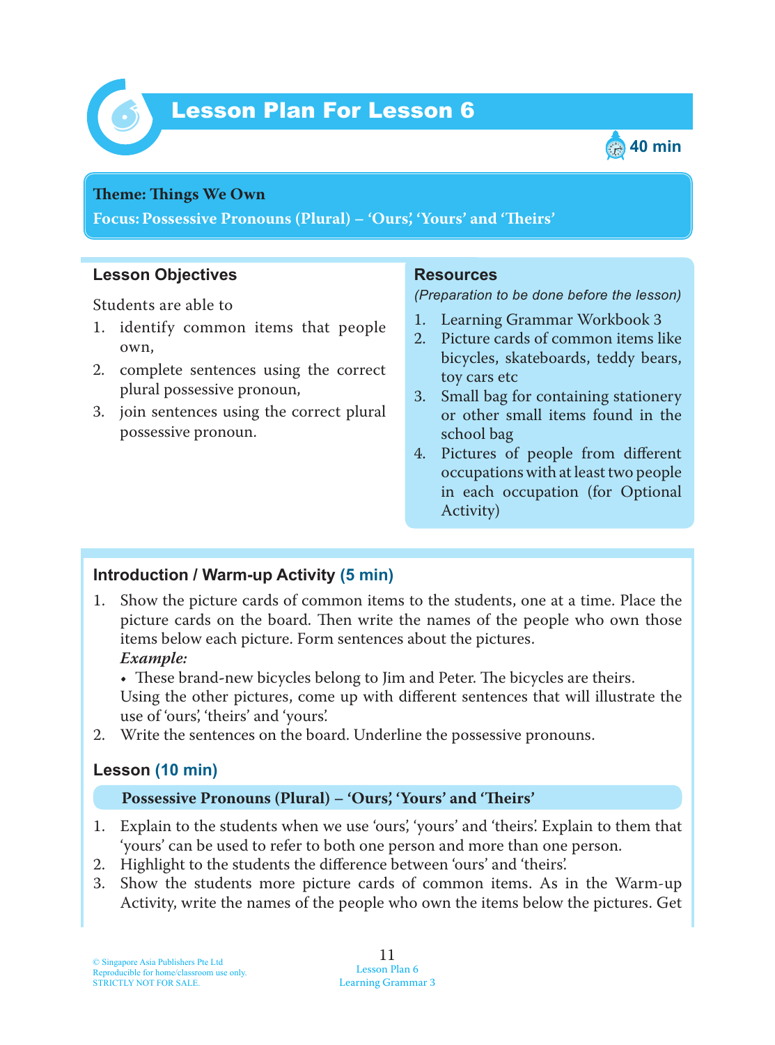# Lesson Plan For Lesson 6

40 min

**Theme: Things We Own**
**Focus: Possessive Pronouns (Plural) – 'Ours', 'Yours' and 'Theirs'**

## Lesson Objectives

Students are able to

1. identify common items that people own,
2. complete sentences using the correct plural possessive pronoun,
3. join sentences using the correct plural possessive pronoun.

## Resources

*(Preparation to be done before the lesson)*

1. Learning Grammar Workbook 3
2. Picture cards of common items like bicycles, skateboards, teddy bears, toy cars etc
3. Small bag for containing stationery or other small items found in the school bag
4. Pictures of people from different occupations with at least two people in each occupation (for Optional Activity)

## Introduction / Warm-up Activity (5 min)

1. Show the picture cards of common items to the students, one at a time. Place the picture cards on the board. Then write the names of the people who own those items below each picture. Form sentences about the pictures.
   ***Example:***
   - These brand-new bicycles belong to Jim and Peter. The bicycles are theirs.

   Using the other pictures, come up with different sentences that will illustrate the use of 'ours', 'theirs' and 'yours'.
2. Write the sentences on the board. Underline the possessive pronouns.

## Lesson (10 min)

**Possessive Pronouns (Plural) – 'Ours', 'Yours' and 'Theirs'**

1. Explain to the students when we use 'ours', 'yours' and 'theirs'. Explain to them that 'yours' can be used to refer to both one person and more than one person.
2. Highlight to the students the difference between 'ours' and 'theirs'.
3. Show the students more picture cards of common items. As in the Warm-up Activity, write the names of the people who own the items below the pictures. Get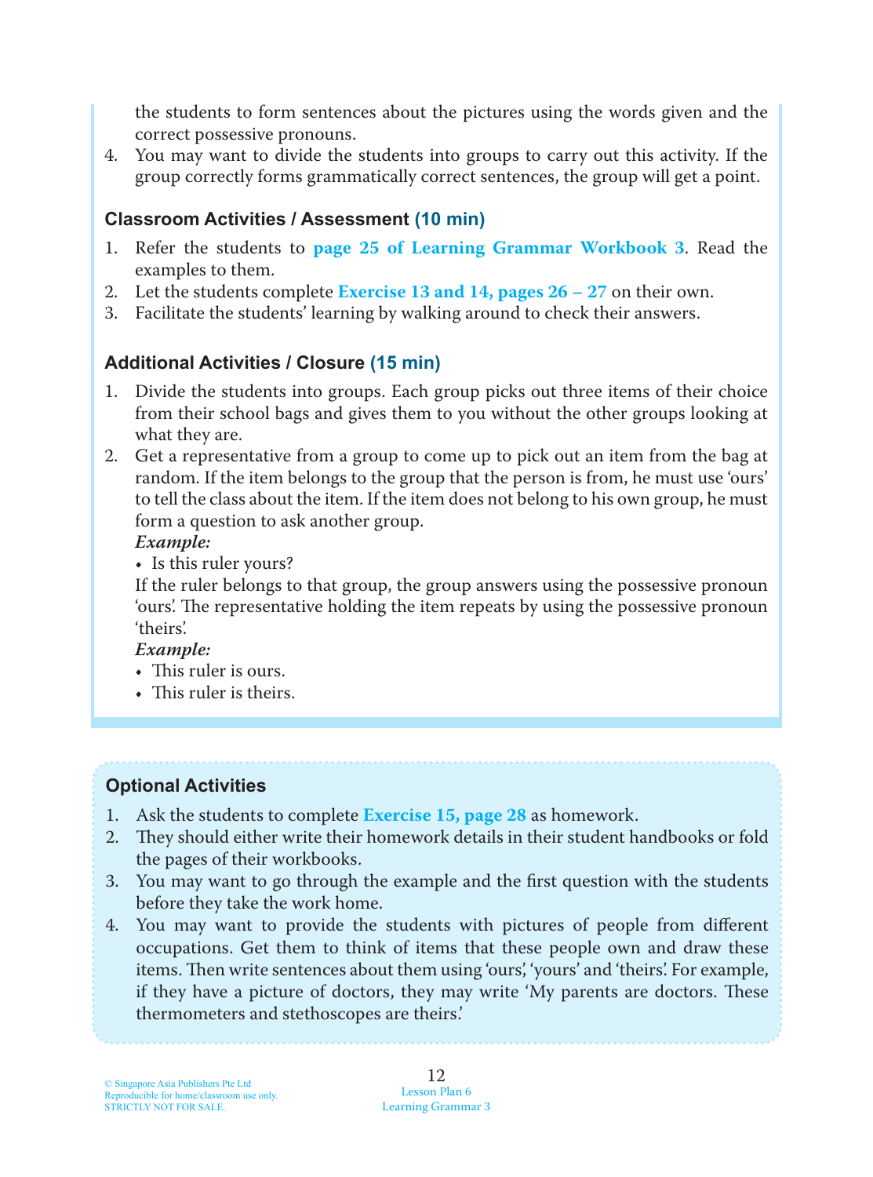the students to form sentences about the pictures using the words given and the correct possessive pronouns.

4. You may want to divide the students into groups to carry out this activity. If the group correctly forms grammatically correct sentences, the group will get a point.

### Classroom Activities / Assessment (10 min)

1. Refer the students to **page 25 of Learning Grammar Workbook 3**. Read the examples to them.
2. Let the students complete **Exercise 13 and 14, pages 26 – 27** on their own.
3. Facilitate the students' learning by walking around to check their answers.

### Additional Activities / Closure (15 min)

1. Divide the students into groups. Each group picks out three items of their choice from their school bags and gives them to you without the other groups looking at what they are.
2. Get a representative from a group to come up to pick out an item from the bag at random. If the item belongs to the group that the person is from, he must use 'ours' to tell the class about the item. If the item does not belong to his own group, he must form a question to ask another group.

   *Example:*
   - Is this ruler yours?

   If the ruler belongs to that group, the group answers using the possessive pronoun 'ours'. The representative holding the item repeats by using the possessive pronoun 'theirs'.

   *Example:*
   - This ruler is ours.
   - This ruler is theirs.

### Optional Activities

1. Ask the students to complete **Exercise 15, page 28** as homework.
2. They should either write their homework details in their student handbooks or fold the pages of their workbooks.
3. You may want to go through the example and the first question with the students before they take the work home.
4. You may want to provide the students with pictures of people from different occupations. Get them to think of items that these people own and draw these items. Then write sentences about them using 'ours', 'yours' and 'theirs'. For example, if they have a picture of doctors, they may write 'My parents are doctors. These thermometers and stethoscopes are theirs.'